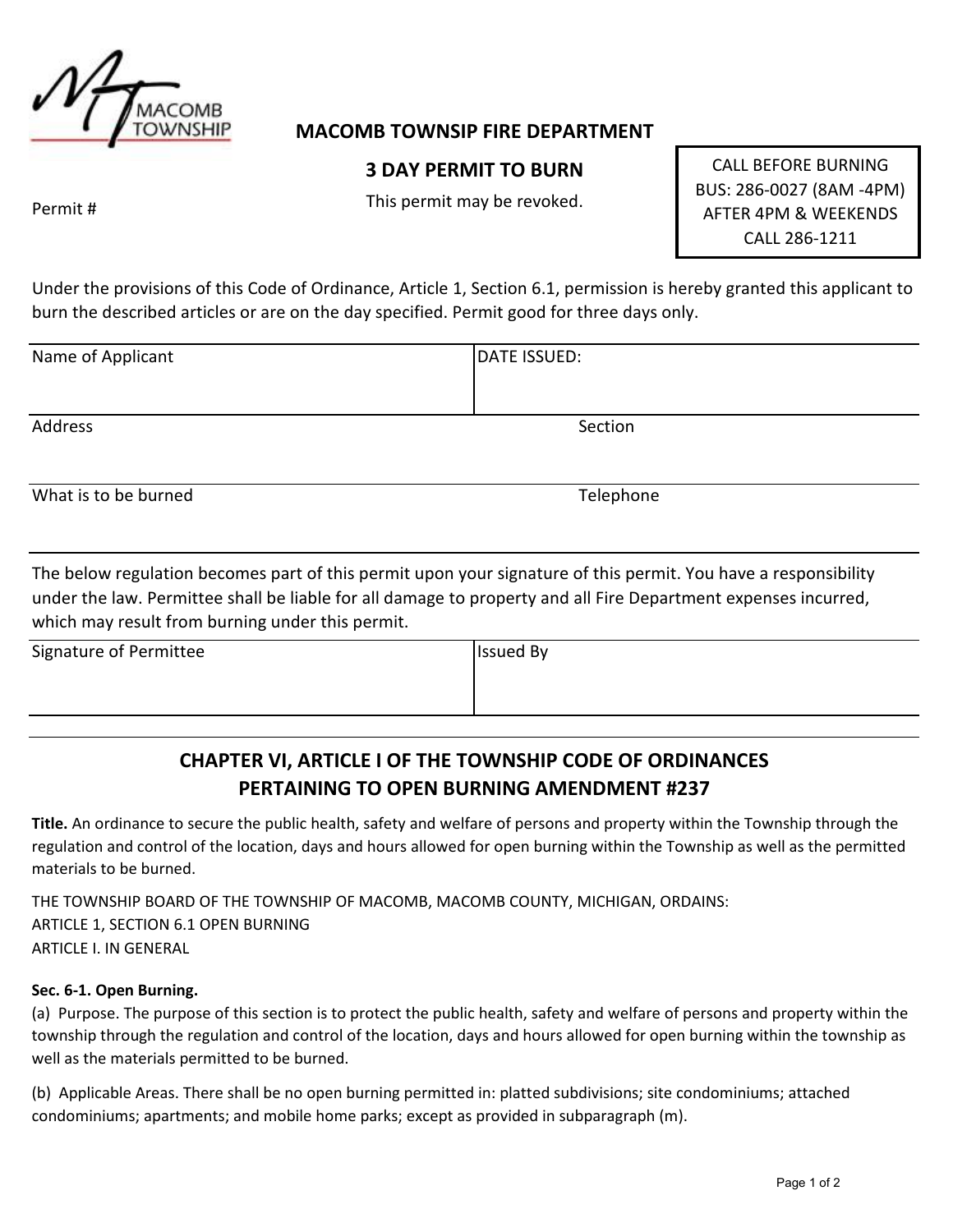MACOMB TOWNSHIP

## MACOMB TOWNSIP FIRE DEPARTMENT

## 3 DAY PERMIT TO BURN

This permit may be revoked.

Permit #

CALL BEFORE BURNING
BUS: 286-0027 (8AM -4PM)
AFTER 4PM & WEEKENDS
CALL 286-1211

Under the provisions of this Code of Ordinance, Article 1, Section 6.1, permission is hereby granted this applicant to burn the described articles or are on the day specified. Permit good for three days only.

| Name of Applicant | DATE ISSUED: |
|---|---|
| Address | Section |
| What is to be burned | Telephone |

The below regulation becomes part of this permit upon your signature of this permit. You have a responsibility under the law. Permittee shall be liable for all damage to property and all Fire Department expenses incurred, which may result from burning under this permit.

| Signature of Permittee | Issued By |
|---|---|
| | |

## CHAPTER VI, ARTICLE I OF THE TOWNSHIP CODE OF ORDINANCES PERTAINING TO OPEN BURNING AMENDMENT #237

**Title.** An ordinance to secure the public health, safety and welfare of persons and property within the Township through the regulation and control of the location, days and hours allowed for open burning within the Township as well as the permitted materials to be burned.

THE TOWNSHIP BOARD OF THE TOWNSHIP OF MACOMB, MACOMB COUNTY, MICHIGAN, ORDAINS:
ARTICLE 1, SECTION 6.1 OPEN BURNING
ARTICLE I. IN GENERAL

**Sec. 6-1. Open Burning.**

(a) Purpose. The purpose of this section is to protect the public health, safety and welfare of persons and property within the township through the regulation and control of the location, days and hours allowed for open burning within the township as well as the materials permitted to be burned.

(b) Applicable Areas. There shall be no open burning permitted in: platted subdivisions; site condominiums; attached condominiums; apartments; and mobile home parks; except as provided in subparagraph (m).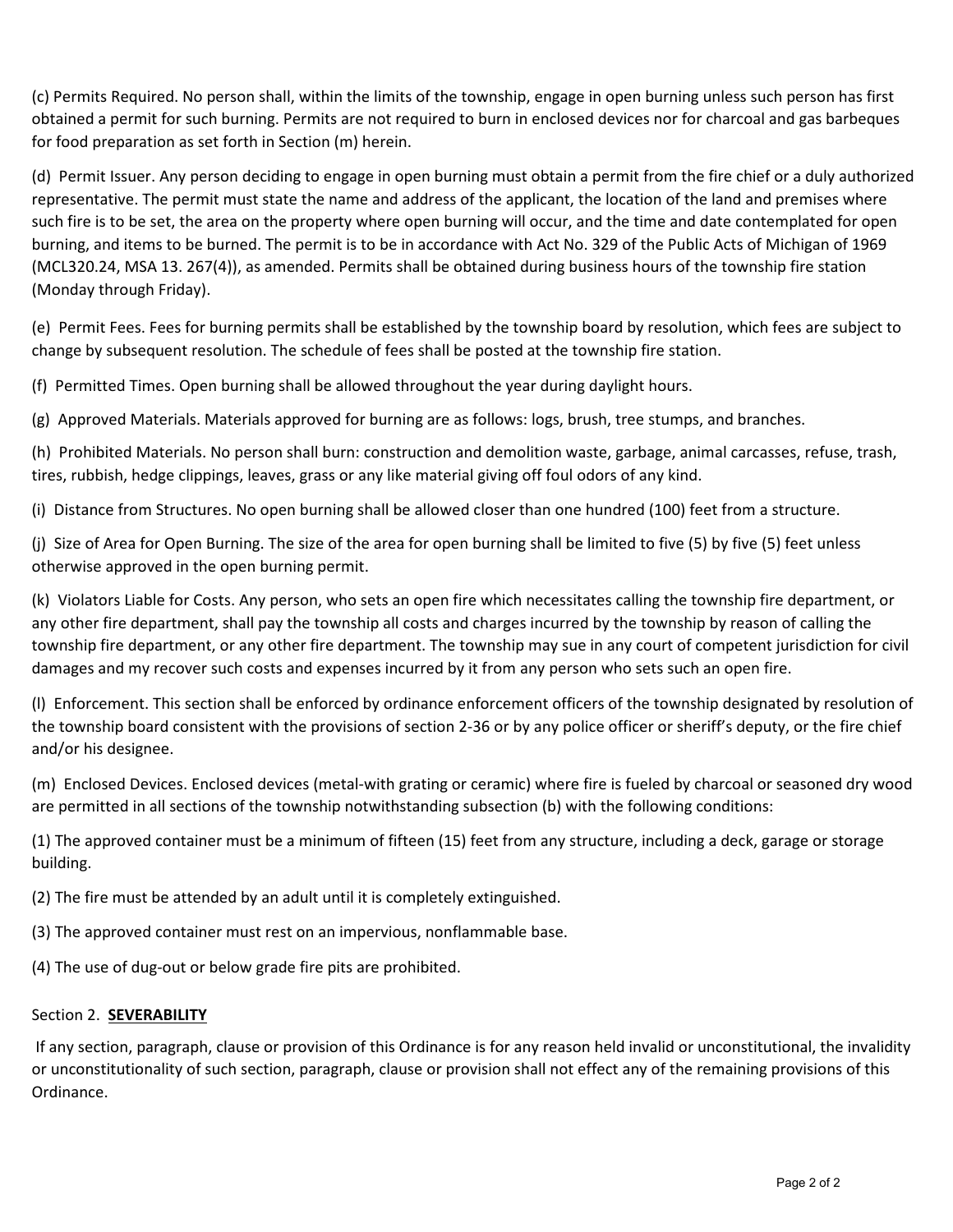(c) Permits Required. No person shall, within the limits of the township, engage in open burning unless such person has first obtained a permit for such burning. Permits are not required to burn in enclosed devices nor for charcoal and gas barbeques for food preparation as set forth in Section (m) herein.

(d) Permit Issuer. Any person deciding to engage in open burning must obtain a permit from the fire chief or a duly authorized representative. The permit must state the name and address of the applicant, the location of the land and premises where such fire is to be set, the area on the property where open burning will occur, and the time and date contemplated for open burning, and items to be burned. The permit is to be in accordance with Act No. 329 of the Public Acts of Michigan of 1969 (MCL320.24, MSA 13. 267(4)), as amended. Permits shall be obtained during business hours of the township fire station (Monday through Friday).

(e) Permit Fees. Fees for burning permits shall be established by the township board by resolution, which fees are subject to change by subsequent resolution. The schedule of fees shall be posted at the township fire station.

(f) Permitted Times. Open burning shall be allowed throughout the year during daylight hours.

(g) Approved Materials. Materials approved for burning are as follows: logs, brush, tree stumps, and branches.

(h) Prohibited Materials. No person shall burn: construction and demolition waste, garbage, animal carcasses, refuse, trash, tires, rubbish, hedge clippings, leaves, grass or any like material giving off foul odors of any kind.

(i) Distance from Structures. No open burning shall be allowed closer than one hundred (100) feet from a structure.

(j) Size of Area for Open Burning. The size of the area for open burning shall be limited to five (5) by five (5) feet unless otherwise approved in the open burning permit.

(k) Violators Liable for Costs. Any person, who sets an open fire which necessitates calling the township fire department, or any other fire department, shall pay the township all costs and charges incurred by the township by reason of calling the township fire department, or any other fire department. The township may sue in any court of competent jurisdiction for civil damages and my recover such costs and expenses incurred by it from any person who sets such an open fire.

(l) Enforcement. This section shall be enforced by ordinance enforcement officers of the township designated by resolution of the township board consistent with the provisions of section 2-36 or by any police officer or sheriff's deputy, or the fire chief and/or his designee.

(m) Enclosed Devices. Enclosed devices (metal-with grating or ceramic) where fire is fueled by charcoal or seasoned dry wood are permitted in all sections of the township notwithstanding subsection (b) with the following conditions:

(1) The approved container must be a minimum of fifteen (15) feet from any structure, including a deck, garage or storage building.

(2) The fire must be attended by an adult until it is completely extinguished.

(3) The approved container must rest on an impervious, nonflammable base.

(4) The use of dug-out or below grade fire pits are prohibited.

Section 2. **SEVERABILITY**

If any section, paragraph, clause or provision of this Ordinance is for any reason held invalid or unconstitutional, the invalidity or unconstitutionality of such section, paragraph, clause or provision shall not effect any of the remaining provisions of this Ordinance.